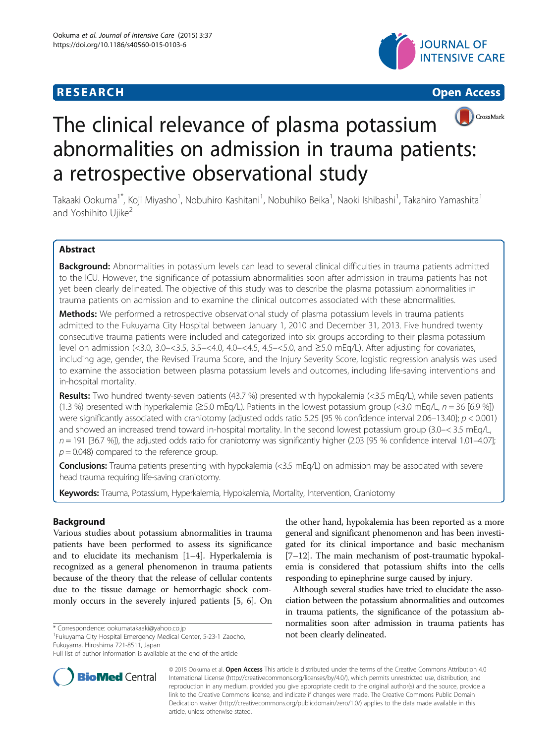RESEARCH Open Access

# The clinical relevance of plasma potassium abnormalities on admission in trauma patients: a retrospective observational study

Takaaki Ookuma[1*], Koji Miyasho[1], Nobuhiro Kashitani[1], Nobuhiko Beika[1], Naoki Ishibashi[1], Takahiro Yamashita[1] and Yoshihito Ujike[2]

## Abstract

**Background:** Abnormalities in potassium levels can lead to several clinical difficulties in trauma patients admitted to the ICU. However, the significance of potassium abnormalities soon after admission in trauma patients has not yet been clearly delineated. The objective of this study was to describe the plasma potassium abnormalities in trauma patients on admission and to examine the clinical outcomes associated with these abnormalities.

**Methods:** We performed a retrospective observational study of plasma potassium levels in trauma patients admitted to the Fukuyama City Hospital between January 1, 2010 and December 31, 2013. Five hundred twenty consecutive trauma patients were included and categorized into six groups according to their plasma potassium level on admission (<3.0, 3.0–<3.5, 3.5–<4.0, 4.0–<4.5, 4.5–<5.0, and ≥5.0 mEq/L). After adjusting for covariates, including age, gender, the Revised Trauma Score, and the Injury Severity Score, logistic regression analysis was used to examine the association between plasma potassium levels and outcomes, including life-saving interventions and in-hospital mortality.

**Results:** Two hundred twenty-seven patients (43.7 %) presented with hypokalemia (<3.5 mEq/L), while seven patients (1.3 %) presented with hyperkalemia (≥5.0 mEq/L). Patients in the lowest potassium group (<3.0 mEq/L, $n = 36$ [6.9 %]) were significantly associated with craniotomy (adjusted odds ratio 5.25 [95 % confidence interval 2.06–13.40]; $p < 0.001$) and showed an increased trend toward in-hospital mortality. In the second lowest potassium group (3.0–< 3.5 mEq/L, $n = 191$ [36.7 %]), the adjusted odds ratio for craniotomy was significantly higher (2.03 [95 % confidence interval 1.01–4.07]; $p = 0.048$) compared to the reference group.

**Conclusions:** Trauma patients presenting with hypokalemia (<3.5 mEq/L) on admission may be associated with severe head trauma requiring life-saving craniotomy.

**Keywords:** Trauma, Potassium, Hyperkalemia, Hypokalemia, Mortality, Intervention, Craniotomy

## Background

Various studies about potassium abnormalities in trauma patients have been performed to assess its significance and to elucidate its mechanism [1–4]. Hyperkalemia is recognized as a general phenomenon in trauma patients because of the theory that the release of cellular contents due to the tissue damage or hemorrhagic shock commonly occurs in the severely injured patients [5, 6]. On the other hand, hypokalemia has been reported as a more general and significant phenomenon and has been investigated for its clinical importance and basic mechanism [7–12]. The main mechanism of post-traumatic hypokalemia is considered that potassium shifts into the cells responding to epinephrine surge caused by injury.

Although several studies have tried to elucidate the association between the potassium abnormalities and outcomes in trauma patients, the significance of the potassium abnormalities soon after admission in trauma patients has not been clearly delineated.

\* Correspondence: oookumatakaaki@yahoo.co.jp
[1]Fukuyama City Hospital Emergency Medical Center, 5-23-1 Zaocho, Fukuyama, Hiroshima 721-8511, Japan
Full list of author information is available at the end of the article

© 2015 Ookuma et al. **Open Access** This article is distributed under the terms of the Creative Commons Attribution 4.0 International License (http://creativecommons.org/licenses/by/4.0/), which permits unrestricted use, distribution, and reproduction in any medium, provided you give appropriate credit to the original author(s) and the source, provide a link to the Creative Commons license, and indicate if changes were made. The Creative Commons Public Domain Dedication waiver (http://creativecommons.org/publicdomain/zero/1.0/) applies to the data made available in this article, unless otherwise stated.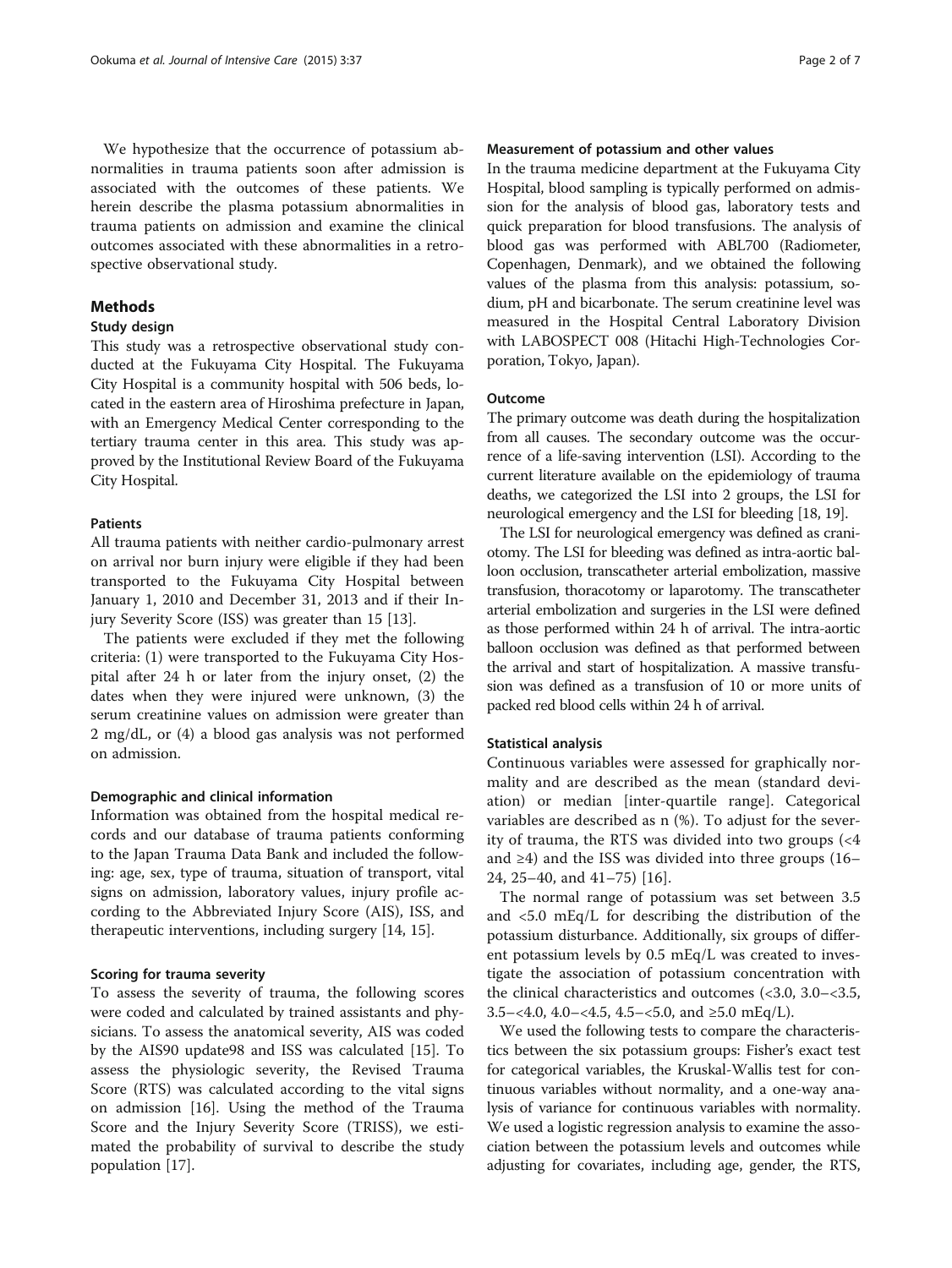We hypothesize that the occurrence of potassium abnormalities in trauma patients soon after admission is associated with the outcomes of these patients. We herein describe the plasma potassium abnormalities in trauma patients on admission and examine the clinical outcomes associated with these abnormalities in a retrospective observational study.

## Methods

### Study design

This study was a retrospective observational study conducted at the Fukuyama City Hospital. The Fukuyama City Hospital is a community hospital with 506 beds, located in the eastern area of Hiroshima prefecture in Japan, with an Emergency Medical Center corresponding to the tertiary trauma center in this area. This study was approved by the Institutional Review Board of the Fukuyama City Hospital.

### Patients

All trauma patients with neither cardio-pulmonary arrest on arrival nor burn injury were eligible if they had been transported to the Fukuyama City Hospital between January 1, 2010 and December 31, 2013 and if their Injury Severity Score (ISS) was greater than 15 [13].

The patients were excluded if they met the following criteria: (1) were transported to the Fukuyama City Hospital after 24 h or later from the injury onset, (2) the dates when they were injured were unknown, (3) the serum creatinine values on admission were greater than 2 mg/dL, or (4) a blood gas analysis was not performed on admission.

### Demographic and clinical information

Information was obtained from the hospital medical records and our database of trauma patients conforming to the Japan Trauma Data Bank and included the following: age, sex, type of trauma, situation of transport, vital signs on admission, laboratory values, injury profile according to the Abbreviated Injury Score (AIS), ISS, and therapeutic interventions, including surgery [14, 15].

### Scoring for trauma severity

To assess the severity of trauma, the following scores were coded and calculated by trained assistants and physicians. To assess the anatomical severity, AIS was coded by the AIS90 update98 and ISS was calculated [15]. To assess the physiologic severity, the Revised Trauma Score (RTS) was calculated according to the vital signs on admission [16]. Using the method of the Trauma Score and the Injury Severity Score (TRISS), we estimated the probability of survival to describe the study population [17].

### Measurement of potassium and other values

In the trauma medicine department at the Fukuyama City Hospital, blood sampling is typically performed on admission for the analysis of blood gas, laboratory tests and quick preparation for blood transfusions. The analysis of blood gas was performed with ABL700 (Radiometer, Copenhagen, Denmark), and we obtained the following values of the plasma from this analysis: potassium, sodium, pH and bicarbonate. The serum creatinine level was measured in the Hospital Central Laboratory Division with LABOSPECT 008 (Hitachi High-Technologies Corporation, Tokyo, Japan).

### Outcome

The primary outcome was death during the hospitalization from all causes. The secondary outcome was the occurrence of a life-saving intervention (LSI). According to the current literature available on the epidemiology of trauma deaths, we categorized the LSI into 2 groups, the LSI for neurological emergency and the LSI for bleeding [18, 19].

The LSI for neurological emergency was defined as craniotomy. The LSI for bleeding was defined as intra-aortic balloon occlusion, transcatheter arterial embolization, massive transfusion, thoracotomy or laparotomy. The transcatheter arterial embolization and surgeries in the LSI were defined as those performed within 24 h of arrival. The intra-aortic balloon occlusion was defined as that performed between the arrival and start of hospitalization. A massive transfusion was defined as a transfusion of 10 or more units of packed red blood cells within 24 h of arrival.

### Statistical analysis

Continuous variables were assessed for graphically normality and are described as the mean (standard deviation) or median [inter-quartile range]. Categorical variables are described as n (%). To adjust for the severity of trauma, the RTS was divided into two groups (<4 and ≥4) and the ISS was divided into three groups (16–24, 25–40, and 41–75) [16].

The normal range of potassium was set between 3.5 and <5.0 mEq/L for describing the distribution of the potassium disturbance. Additionally, six groups of different potassium levels by 0.5 mEq/L was created to investigate the association of potassium concentration with the clinical characteristics and outcomes (<3.0, 3.0–<3.5, 3.5–<4.0, 4.0–<4.5, 4.5–<5.0, and ≥5.0 mEq/L).

We used the following tests to compare the characteristics between the six potassium groups: Fisher's exact test for categorical variables, the Kruskal-Wallis test for continuous variables without normality, and a one-way analysis of variance for continuous variables with normality. We used a logistic regression analysis to examine the association between the potassium levels and outcomes while adjusting for covariates, including age, gender, the RTS,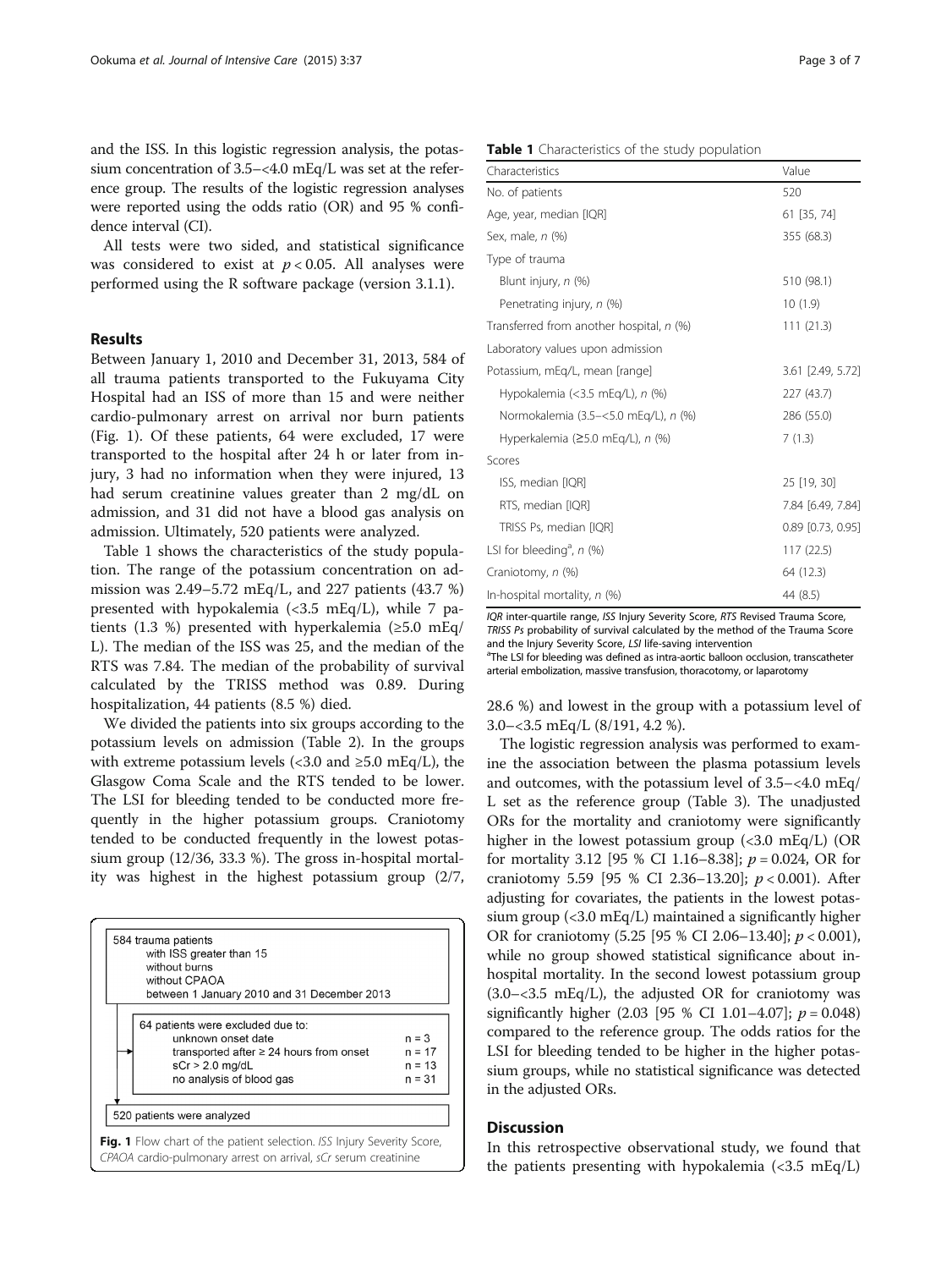and the ISS. In this logistic regression analysis, the potassium concentration of 3.5–<4.0 mEq/L was set at the reference group. The results of the logistic regression analyses were reported using the odds ratio (OR) and 95 % confidence interval (CI).

All tests were two sided, and statistical significance was considered to exist at $p < 0.05$. All analyses were performed using the R software package (version 3.1.1).

## Results

Between January 1, 2010 and December 31, 2013, 584 of all trauma patients transported to the Fukuyama City Hospital had an ISS of more than 15 and were neither cardio-pulmonary arrest on arrival nor burn patients (Fig. 1). Of these patients, 64 were excluded, 17 were transported to the hospital after 24 h or later from injury, 3 had no information when they were injured, 13 had serum creatinine values greater than 2 mg/dL on admission, and 31 did not have a blood gas analysis on admission. Ultimately, 520 patients were analyzed.

584 trauma patients with ISS greater than 15, without burns, without CPAOA, between 1 January 2010 and 31 December 2013

64 patients were excluded due to:

| | |
|---|---|
| unknown onset date | n = 3 |
| transported after ≥ 24 hours from onset | n = 17 |
| sCr > 2.0 mg/dL | n = 13 |
| no analysis of blood gas | n = 31 |

520 patients were analyzed

**Fig. 1** Flow chart of the patient selection. *ISS* Injury Severity Score, *CPAOA* cardio-pulmonary arrest on arrival, *sCr* serum creatinine

Table 1 shows the characteristics of the study population. The range of the potassium concentration on admission was 2.49–5.72 mEq/L, and 227 patients (43.7 %) presented with hypokalemia (<3.5 mEq/L), while 7 patients (1.3 %) presented with hyperkalemia (≥5.0 mEq/L). The median of the ISS was 25, and the median of the RTS was 7.84. The median of the probability of survival calculated by the TRISS method was 0.89. During hospitalization, 44 patients (8.5 %) died.

**Table 1** Characteristics of the study population

| Characteristics | Value |
|---|---|
| No. of patients | 520 |
| Age, year, median [IQR] | 61 [35, 74] |
| Sex, male, *n* (%) | 355 (68.3) |
| Type of trauma | |
| Blunt injury, *n* (%) | 510 (98.1) |
| Penetrating injury, *n* (%) | 10 (1.9) |
| Transferred from another hospital, *n* (%) | 111 (21.3) |
| Laboratory values upon admission | |
| Potassium, mEq/L, mean [range] | 3.61 [2.49, 5.72] |
| Hypokalemia (<3.5 mEq/L), *n* (%) | 227 (43.7) |
| Normokalemia (3.5–<5.0 mEq/L), *n* (%) | 286 (55.0) |
| Hyperkalemia (≥5.0 mEq/L), *n* (%) | 7 (1.3) |
| Scores | |
| ISS, median [IQR] | 25 [19, 30] |
| RTS, median [IQR] | 7.84 [6.49, 7.84] |
| TRISS Ps, median [IQR] | 0.89 [0.73, 0.95] |
| LSI for bleeding[a], *n* (%) | 117 (22.5) |
| Craniotomy, *n* (%) | 64 (12.3) |
| In-hospital mortality, *n* (%) | 44 (8.5) |

*IQR* inter-quartile range, *ISS* Injury Severity Score, *RTS* Revised Trauma Score, *TRISS Ps* probability of survival calculated by the method of the Trauma Score and the Injury Severity Score, *LSI* life-saving intervention

[a]The LSI for bleeding was defined as intra-aortic balloon occlusion, transcatheter arterial embolization, massive transfusion, thoracotomy, or laparotomy

We divided the patients into six groups according to the potassium levels on admission (Table 2). In the groups with extreme potassium levels (<3.0 and ≥5.0 mEq/L), the Glasgow Coma Scale and the RTS tended to be lower. The LSI for bleeding tended to be conducted more frequently in the higher potassium groups. Craniotomy tended to be conducted frequently in the lowest potassium group (12/36, 33.3 %). The gross in-hospital mortality was highest in the highest potassium group (2/7, 28.6 %) and lowest in the group with a potassium level of 3.0–<3.5 mEq/L (8/191, 4.2 %).

The logistic regression analysis was performed to examine the association between the plasma potassium levels and outcomes, with the potassium level of 3.5–<4.0 mEq/L set as the reference group (Table 3). The unadjusted ORs for the mortality and craniotomy were significantly higher in the lowest potassium group (<3.0 mEq/L) (OR for mortality 3.12 [95 % CI 1.16–8.38]; $p = 0.024$, OR for craniotomy 5.59 [95 % CI 2.36–13.20]; $p < 0.001$). After adjusting for covariates, the patients in the lowest potassium group (<3.0 mEq/L) maintained a significantly higher OR for craniotomy (5.25 [95 % CI 2.06–13.40]; $p < 0.001$), while no group showed statistical significance about in-hospital mortality. In the second lowest potassium group (3.0–<3.5 mEq/L), the adjusted OR for craniotomy was significantly higher (2.03 [95 % CI 1.01–4.07]; $p = 0.048$) compared to the reference group. The odds ratios for the LSI for bleeding tended to be higher in the higher potassium groups, while no statistical significance was detected in the adjusted ORs.

## Discussion

In this retrospective observational study, we found that the patients presenting with hypokalemia (<3.5 mEq/L)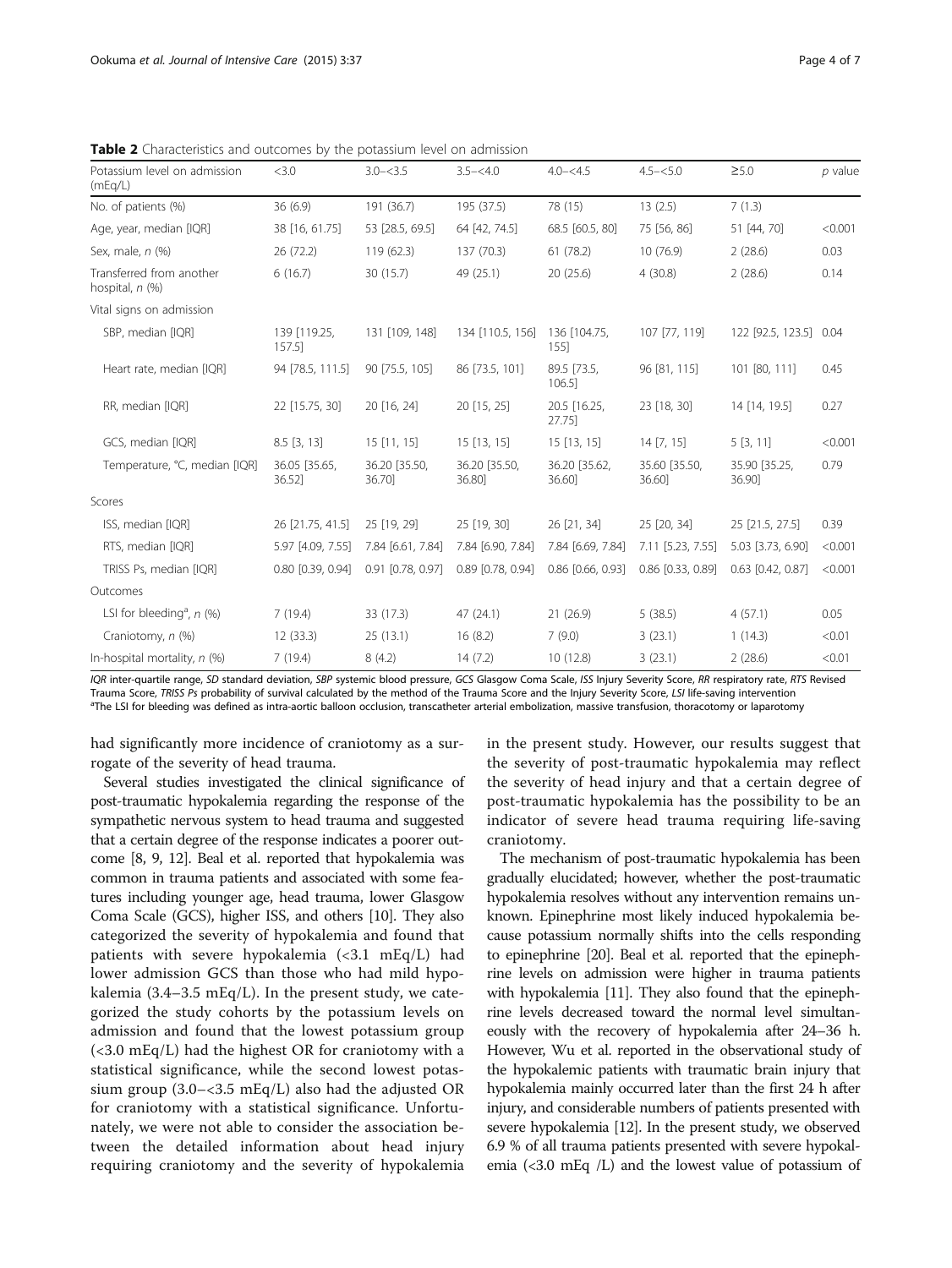**Table 2** Characteristics and outcomes by the potassium level on admission

| Potassium level on admission (mEq/L) | <3.0 | 3.0–<3.5 | 3.5–<4.0 | 4.0–<4.5 | 4.5–<5.0 | ≥5.0 | *p* value |
|---|---|---|---|---|---|---|---|
| No. of patients (%) | 36 (6.9) | 191 (36.7) | 195 (37.5) | 78 (15) | 13 (2.5) | 7 (1.3) | |
| Age, year, median [IQR] | 38 [16, 61.75] | 53 [28.5, 69.5] | 64 [42, 74.5] | 68.5 [60.5, 80] | 75 [56, 86] | 51 [44, 70] | <0.001 |
| Sex, male, *n* (%) | 26 (72.2) | 119 (62.3) | 137 (70.3) | 61 (78.2) | 10 (76.9) | 2 (28.6) | 0.03 |
| Transferred from another hospital, *n* (%) | 6 (16.7) | 30 (15.7) | 49 (25.1) | 20 (25.6) | 4 (30.8) | 2 (28.6) | 0.14 |
| Vital signs on admission | | | | | | | |
| SBP, median [IQR] | 139 [119.25, 157.5] | 131 [109, 148] | 134 [110.5, 156] | 136 [104.75, 155] | 107 [77, 119] | 122 [92.5, 123.5] | 0.04 |
| Heart rate, median [IQR] | 94 [78.5, 111.5] | 90 [75.5, 105] | 86 [73.5, 101] | 89.5 [73.5, 106.5] | 96 [81, 115] | 101 [80, 111] | 0.45 |
| RR, median [IQR] | 22 [15.75, 30] | 20 [16, 24] | 20 [15, 25] | 20.5 [16.25, 27.75] | 23 [18, 30] | 14 [14, 19.5] | 0.27 |
| GCS, median [IQR] | 8.5 [3, 13] | 15 [11, 15] | 15 [13, 15] | 15 [13, 15] | 14 [7, 15] | 5 [3, 11] | <0.001 |
| Temperature, °C, median [IQR] | 36.05 [35.65, 36.52] | 36.20 [35.50, 36.70] | 36.20 [35.50, 36.80] | 36.20 [35.62, 36.60] | 35.60 [35.50, 36.60] | 35.90 [35.25, 36.90] | 0.79 |
| Scores | | | | | | | |
| ISS, median [IQR] | 26 [21.75, 41.5] | 25 [19, 29] | 25 [19, 30] | 26 [21, 34] | 25 [20, 34] | 25 [21.5, 27.5] | 0.39 |
| RTS, median [IQR] | 5.97 [4.09, 7.55] | 7.84 [6.61, 7.84] | 7.84 [6.90, 7.84] | 7.84 [6.69, 7.84] | 7.11 [5.23, 7.55] | 5.03 [3.73, 6.90] | <0.001 |
| TRISS Ps, median [IQR] | 0.80 [0.39, 0.94] | 0.91 [0.78, 0.97] | 0.89 [0.78, 0.94] | 0.86 [0.66, 0.93] | 0.86 [0.33, 0.89] | 0.63 [0.42, 0.87] | <0.001 |
| Outcomes | | | | | | | |
| LSI for bleeding[a], *n* (%) | 7 (19.4) | 33 (17.3) | 47 (24.1) | 21 (26.9) | 5 (38.5) | 4 (57.1) | 0.05 |
| Craniotomy, *n* (%) | 12 (33.3) | 25 (13.1) | 16 (8.2) | 7 (9.0) | 3 (23.1) | 1 (14.3) | <0.01 |
| In-hospital mortality, *n* (%) | 7 (19.4) | 8 (4.2) | 14 (7.2) | 10 (12.8) | 3 (23.1) | 2 (28.6) | <0.01 |

*IQR* inter-quartile range, *SD* standard deviation, *SBP* systemic blood pressure, *GCS* Glasgow Coma Scale, *ISS* Injury Severity Score, *RR* respiratory rate, *RTS* Revised Trauma Score, *TRISS Ps* probability of survival calculated by the method of the Trauma Score and the Injury Severity Score, *LSI* life-saving intervention
[a]The LSI for bleeding was defined as intra-aortic balloon occlusion, transcatheter arterial embolization, massive transfusion, thoracotomy or laparotomy

had significantly more incidence of craniotomy as a surrogate of the severity of head trauma.

Several studies investigated the clinical significance of post-traumatic hypokalemia regarding the response of the sympathetic nervous system to head trauma and suggested that a certain degree of the response indicates a poorer outcome [8, 9, 12]. Beal et al. reported that hypokalemia was common in trauma patients and associated with some features including younger age, head trauma, lower Glasgow Coma Scale (GCS), higher ISS, and others [10]. They also categorized the severity of hypokalemia and found that patients with severe hypokalemia (<3.1 mEq/L) had lower admission GCS than those who had mild hypokalemia (3.4–3.5 mEq/L). In the present study, we categorized the study cohorts by the potassium levels on admission and found that the lowest potassium group (<3.0 mEq/L) had the highest OR for craniotomy with a statistical significance, while the second lowest potassium group (3.0–<3.5 mEq/L) also had the adjusted OR for craniotomy with a statistical significance. Unfortunately, we were not able to consider the association between the detailed information about head injury requiring craniotomy and the severity of hypokalemia in the present study. However, our results suggest that the severity of post-traumatic hypokalemia may reflect the severity of head injury and that a certain degree of post-traumatic hypokalemia has the possibility to be an indicator of severe head trauma requiring life-saving craniotomy.

The mechanism of post-traumatic hypokalemia has been gradually elucidated; however, whether the post-traumatic hypokalemia resolves without any intervention remains unknown. Epinephrine most likely induced hypokalemia because potassium normally shifts into the cells responding to epinephrine [20]. Beal et al. reported that the epinephrine levels on admission were higher in trauma patients with hypokalemia [11]. They also found that the epinephrine levels decreased toward the normal level simultaneously with the recovery of hypokalemia after 24–36 h. However, Wu et al. reported in the observational study of the hypokalemic patients with traumatic brain injury that hypokalemia mainly occurred later than the first 24 h after injury, and considerable numbers of patients presented with severe hypokalemia [12]. In the present study, we observed 6.9 % of all trauma patients presented with severe hypokalemia (<3.0 mEq /L) and the lowest value of potassium of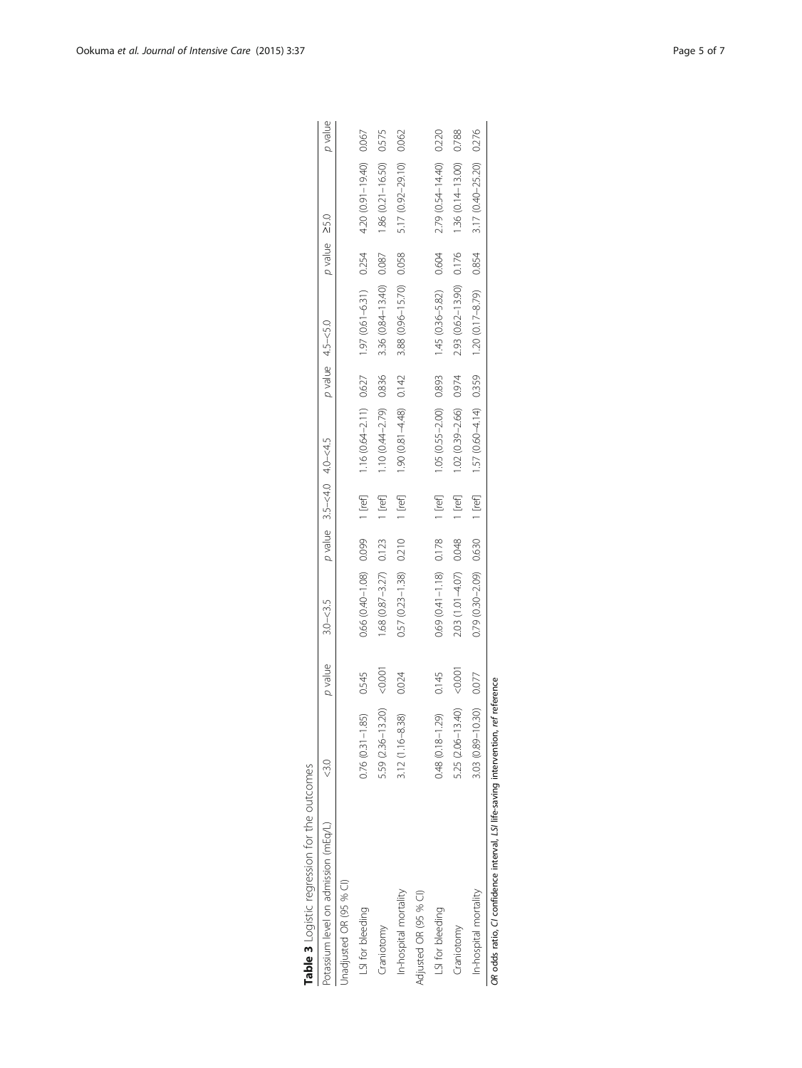**Table 3** Logistic regression for the outcomes

| Potassium level on admission (mEq/L) | <3.0 | *p* value | 3.0–<3.5 | *p* value | 3.5–<4.0 | 4.0–<4.5 | *p* value | 4.5–<5.0 | *p* value | ≥5.0 | *p* value |
|---|---|---|---|---|---|---|---|---|---|---|---|
| Unadjusted OR (95 % CI) | | | | | | | | | | | |
| LSI for bleeding | 0.76 (0.31–1.85) | 0.545 | 0.66 (0.40–1.08) | 0.099 | 1 [ref] | 1.16 (0.64–2.11) | 0.627 | 1.97 (0.61–6.31) | 0.254 | 4.20 (0.91–19.40) | 0.067 |
| Craniotomy | 5.59 (2.36–13.20) | <0.001 | 1.68 (0.87–3.27) | 0.123 | 1 [ref] | 1.10 (0.44–2.79) | 0.836 | 3.36 (0.84–13.40) | 0.087 | 1.86 (0.21–16.50) | 0.575 |
| In-hospital mortality | 3.12 (1.16–8.38) | 0.024 | 0.57 (0.23–1.38) | 0.210 | 1 [ref] | 1.90 (0.81–4.48) | 0.142 | 3.88 (0.96–15.70) | 0.058 | 5.17 (0.92–29.10) | 0.062 |
| Adjusted OR (95 % CI) | | | | | | | | | | | |
| LSI for bleeding | 0.48 (0.18–1.29) | 0.145 | 0.69 (0.41–1.18) | 0.178 | 1 [ref] | 1.05 (0.55–2.00) | 0.893 | 1.45 (0.36–5.82) | 0.604 | 2.79 (0.54–14.40) | 0.220 |
| Craniotomy | 5.25 (2.06–13.40) | <0.001 | 2.03 (1.01–4.07) | 0.048 | 1 [ref] | 1.02 (0.39–2.66) | 0.974 | 2.93 (0.62–13.90) | 0.176 | 1.36 (0.14–13.00) | 0.788 |
| In-hospital mortality | 3.03 (0.89–10.30) | 0.077 | 0.79 (0.30–2.09) | 0.630 | 1 [ref] | 1.57 (0.60–4.14) | 0.359 | 1.20 (0.17–8.79) | 0.854 | 3.17 (0.40–25.20) | 0.276 |

*OR* odds ratio, *CI* confidence interval, *LSI* life-saving intervention, *ref* reference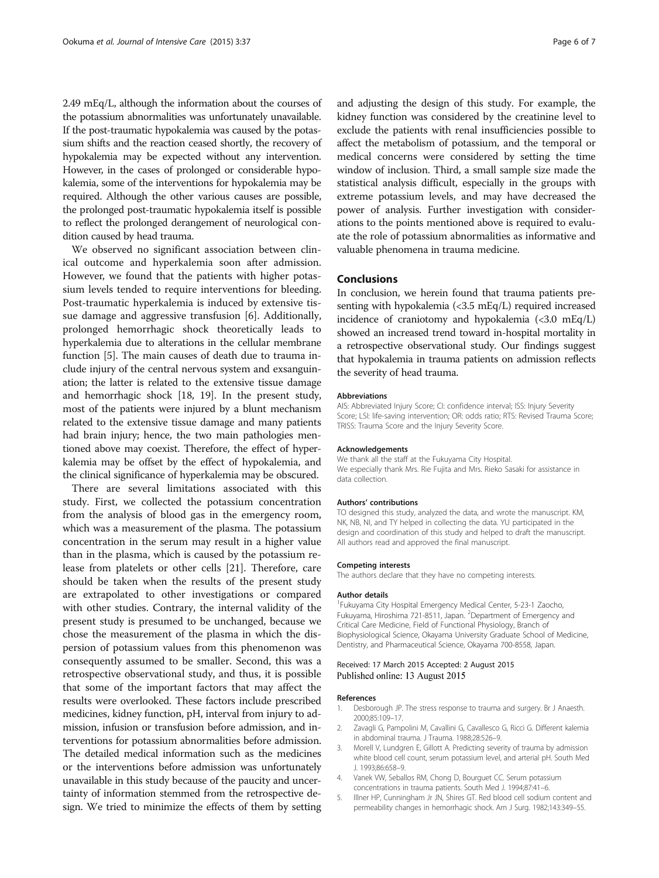2.49 mEq/L, although the information about the courses of the potassium abnormalities was unfortunately unavailable. If the post-traumatic hypokalemia was caused by the potassium shifts and the reaction ceased shortly, the recovery of hypokalemia may be expected without any intervention. However, in the cases of prolonged or considerable hypokalemia, some of the interventions for hypokalemia may be required. Although the other various causes are possible, the prolonged post-traumatic hypokalemia itself is possible to reflect the prolonged derangement of neurological condition caused by head trauma.

We observed no significant association between clinical outcome and hyperkalemia soon after admission. However, we found that the patients with higher potassium levels tended to require interventions for bleeding. Post-traumatic hyperkalemia is induced by extensive tissue damage and aggressive transfusion [6]. Additionally, prolonged hemorrhagic shock theoretically leads to hyperkalemia due to alterations in the cellular membrane function [5]. The main causes of death due to trauma include injury of the central nervous system and exsanguination; the latter is related to the extensive tissue damage and hemorrhagic shock [18, 19]. In the present study, most of the patients were injured by a blunt mechanism related to the extensive tissue damage and many patients had brain injury; hence, the two main pathologies mentioned above may coexist. Therefore, the effect of hyperkalemia may be offset by the effect of hypokalemia, and the clinical significance of hyperkalemia may be obscured.

There are several limitations associated with this study. First, we collected the potassium concentration from the analysis of blood gas in the emergency room, which was a measurement of the plasma. The potassium concentration in the serum may result in a higher value than in the plasma, which is caused by the potassium release from platelets or other cells [21]. Therefore, care should be taken when the results of the present study are extrapolated to other investigations or compared with other studies. Contrary, the internal validity of the present study is presumed to be unchanged, because we chose the measurement of the plasma in which the dispersion of potassium values from this phenomenon was consequently assumed to be smaller. Second, this was a retrospective observational study, and thus, it is possible that some of the important factors that may affect the results were overlooked. These factors include prescribed medicines, kidney function, pH, interval from injury to admission, infusion or transfusion before admission, and interventions for potassium abnormalities before admission. The detailed medical information such as the medicines or the interventions before admission was unfortunately unavailable in this study because of the paucity and uncertainty of information stemmed from the retrospective design. We tried to minimize the effects of them by setting and adjusting the design of this study. For example, the kidney function was considered by the creatinine level to exclude the patients with renal insufficiencies possible to affect the metabolism of potassium, and the temporal or medical concerns were considered by setting the time window of inclusion. Third, a small sample size made the statistical analysis difficult, especially in the groups with extreme potassium levels, and may have decreased the power of analysis. Further investigation with considerations to the points mentioned above is required to evaluate the role of potassium abnormalities as informative and valuable phenomena in trauma medicine.

## Conclusions

In conclusion, we herein found that trauma patients presenting with hypokalemia (<3.5 mEq/L) required increased incidence of craniotomy and hypokalemia (<3.0 mEq/L) showed an increased trend toward in-hospital mortality in a retrospective observational study. Our findings suggest that hypokalemia in trauma patients on admission reflects the severity of head trauma.

#### Abbreviations

AIS: Abbreviated Injury Score; CI: confidence interval; ISS: Injury Severity Score; LSI: life-saving intervention; OR: odds ratio; RTS: Revised Trauma Score; TRISS: Trauma Score and the Injury Severity Score.

#### Acknowledgements

We thank all the staff at the Fukuyama City Hospital.
We especially thank Mrs. Rie Fujita and Mrs. Rieko Sasaki for assistance in data collection.

#### Authors' contributions

TO designed this study, analyzed the data, and wrote the manuscript. KM, NK, NB, NI, and TY helped in collecting the data. YU participated in the design and coordination of this study and helped to draft the manuscript. All authors read and approved the final manuscript.

#### Competing interests

The authors declare that they have no competing interests.

#### Author details

[1]Fukuyama City Hospital Emergency Medical Center, 5-23-1 Zaocho, Fukuyama, Hiroshima 721-8511, Japan. [2]Department of Emergency and Critical Care Medicine, Field of Functional Physiology, Branch of Biophysiological Science, Okayama University Graduate School of Medicine, Dentistry, and Pharmaceutical Science, Okayama 700-8558, Japan.

Received: 17 March 2015 Accepted: 2 August 2015
Published online: 13 August 2015

#### References

1. Desborough JP. The stress response to trauma and surgery. Br J Anaesth. 2000;85:109–17.
2. Zavagli G, Pampolini M, Cavallini G, Cavallesco G, Ricci G. Different kalemia in abdominal trauma. J Trauma. 1988;28:526–9.
3. Morell V, Lundgren E, Gillott A. Predicting severity of trauma by admission white blood cell count, serum potassium level, and arterial pH. South Med J. 1993;86:658–9.
4. Vanek VW, Seballos RM, Chong D, Bourguet CC. Serum potassium concentrations in trauma patients. South Med J. 1994;87:41–6.
5. Illner HP, Cunningham Jr JN, Shires GT. Red blood cell sodium content and permeability changes in hemorrhagic shock. Am J Surg. 1982;143:349–55.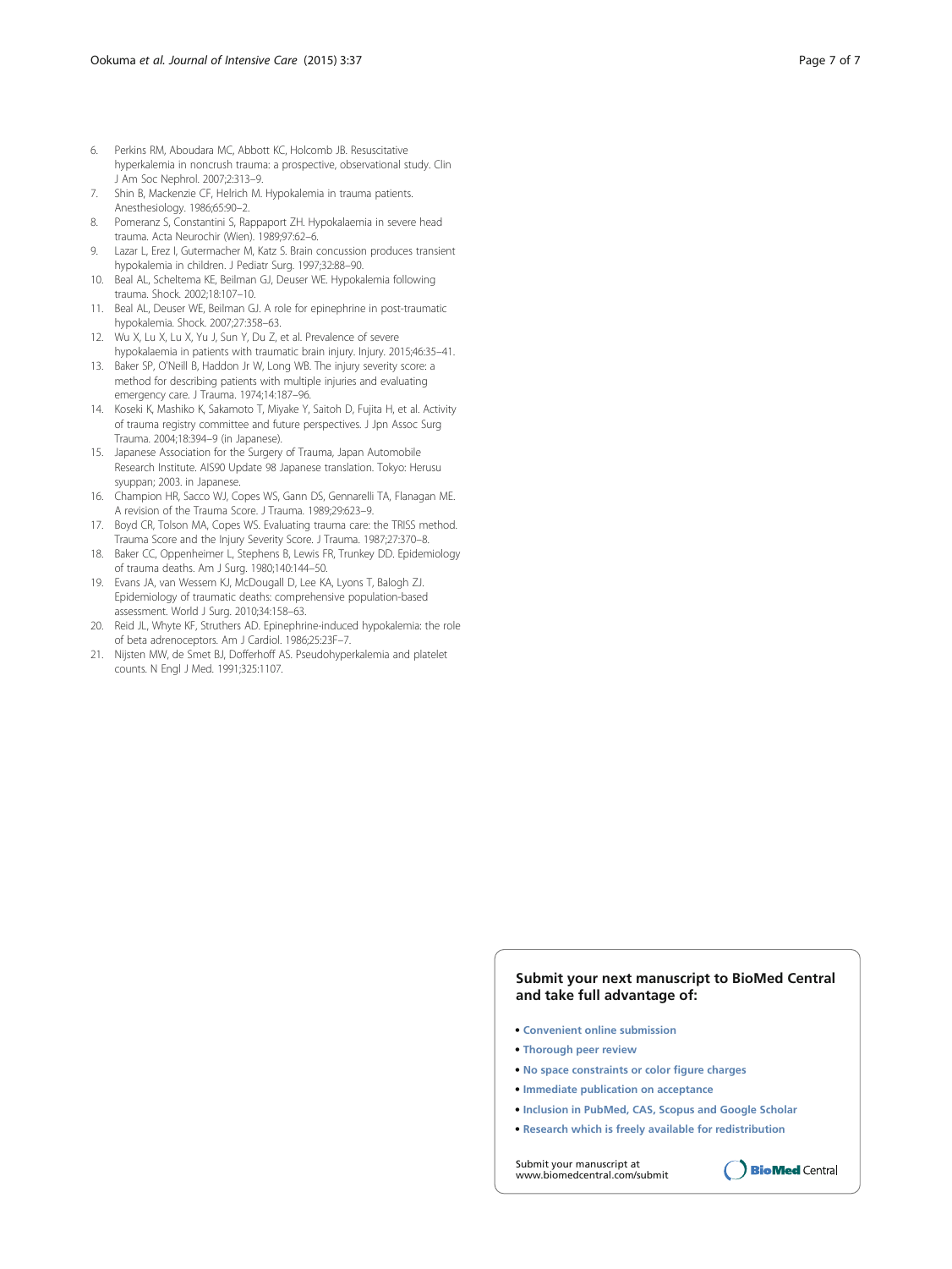6. Perkins RM, Aboudara MC, Abbott KC, Holcomb JB. Resuscitative hyperkalemia in noncrush trauma: a prospective, observational study. Clin J Am Soc Nephrol. 2007;2:313–9.
7. Shin B, Mackenzie CF, Helrich M. Hypokalemia in trauma patients. Anesthesiology. 1986;65:90–2.
8. Pomeranz S, Constantini S, Rappaport ZH. Hypokalaemia in severe head trauma. Acta Neurochir (Wien). 1989;97:62–6.
9. Lazar L, Erez I, Gutermacher M, Katz S. Brain concussion produces transient hypokalemia in children. J Pediatr Surg. 1997;32:88–90.
10. Beal AL, Scheltema KE, Beilman GJ, Deuser WE. Hypokalemia following trauma. Shock. 2002;18:107–10.
11. Beal AL, Deuser WE, Beilman GJ. A role for epinephrine in post-traumatic hypokalemia. Shock. 2007;27:358–63.
12. Wu X, Lu X, Lu X, Yu J, Sun Y, Du Z, et al. Prevalence of severe hypokalaemia in patients with traumatic brain injury. Injury. 2015;46:35–41.
13. Baker SP, O'Neill B, Haddon Jr W, Long WB. The injury severity score: a method for describing patients with multiple injuries and evaluating emergency care. J Trauma. 1974;14:187–96.
14. Koseki K, Mashiko K, Sakamoto T, Miyake Y, Saitoh D, Fujita H, et al. Activity of trauma registry committee and future perspectives. J Jpn Assoc Surg Trauma. 2004;18:394–9 (in Japanese).
15. Japanese Association for the Surgery of Trauma, Japan Automobile Research Institute. AIS90 Update 98 Japanese translation. Tokyo: Herusu syuppan; 2003. in Japanese.
16. Champion HR, Sacco WJ, Copes WS, Gann DS, Gennarelli TA, Flanagan ME. A revision of the Trauma Score. J Trauma. 1989;29:623–9.
17. Boyd CR, Tolson MA, Copes WS. Evaluating trauma care: the TRISS method. Trauma Score and the Injury Severity Score. J Trauma. 1987;27:370–8.
18. Baker CC, Oppenheimer L, Stephens B, Lewis FR, Trunkey DD. Epidemiology of trauma deaths. Am J Surg. 1980;140:144–50.
19. Evans JA, van Wessem KJ, McDougall D, Lee KA, Lyons T, Balogh ZJ. Epidemiology of traumatic deaths: comprehensive population-based assessment. World J Surg. 2010;34:158–63.
20. Reid JL, Whyte KF, Struthers AD. Epinephrine-induced hypokalemia: the role of beta adrenoceptors. Am J Cardiol. 1986;25:23F–7.
21. Nijsten MW, de Smet BJ, Dofferhoff AS. Pseudohyperkalemia and platelet counts. N Engl J Med. 1991;325:1107.

**Submit your next manuscript to BioMed Central and take full advantage of:**

- **Convenient online submission**
- **Thorough peer review**
- **No space constraints or color figure charges**
- **Immediate publication on acceptance**
- **Inclusion in PubMed, CAS, Scopus and Google Scholar**
- **Research which is freely available for redistribution**

Submit your manuscript at
www.biomedcentral.com/submit

BioMed Central